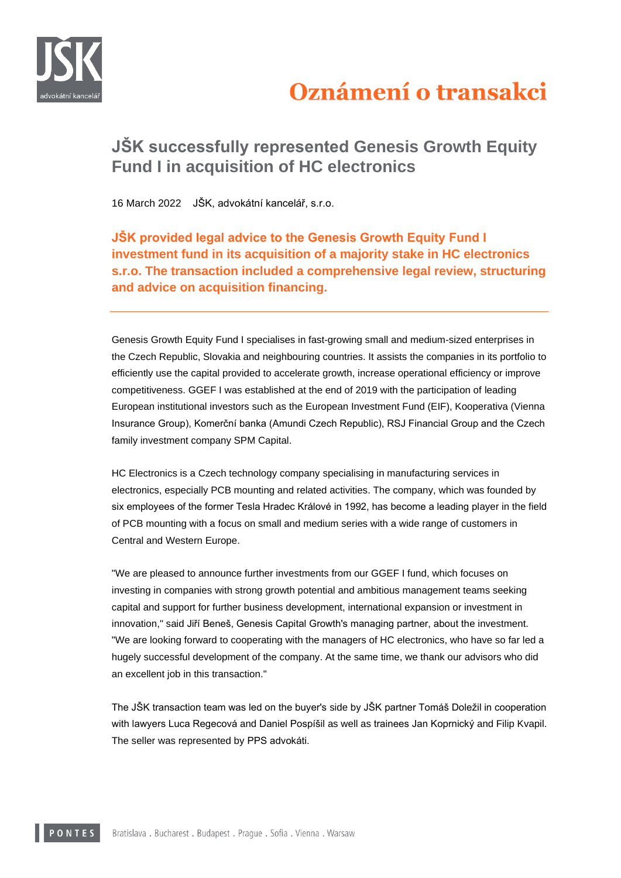# Oznámení o transakci

## JŠK successfully represented Genesis Growth Equity Fund I in acquisition of HC electronics

16 March 2022 JŠK, advokátní kancelář, s.r.o.

**JŠK provided legal advice to the Genesis Growth Equity Fund I investment fund in its acquisition of a majority stake in HC electronics s.r.o. The transaction included a comprehensive legal review, structuring and advice on acquisition financing.**

---

Genesis Growth Equity Fund I specialises in fast-growing small and medium-sized enterprises in the Czech Republic, Slovakia and neighbouring countries. It assists the companies in its portfolio to efficiently use the capital provided to accelerate growth, increase operational efficiency or improve competitiveness. GGEF I was established at the end of 2019 with the participation of leading European institutional investors such as the European Investment Fund (EIF), Kooperativa (Vienna Insurance Group), Komerční banka (Amundi Czech Republic), RSJ Financial Group and the Czech family investment company SPM Capital.

HC Electronics is a Czech technology company specialising in manufacturing services in electronics, especially PCB mounting and related activities. The company, which was founded by six employees of the former Tesla Hradec Králové in 1992, has become a leading player in the field of PCB mounting with a focus on small and medium series with a wide range of customers in Central and Western Europe.

"We are pleased to announce further investments from our GGEF I fund, which focuses on investing in companies with strong growth potential and ambitious management teams seeking capital and support for further business development, international expansion or investment in innovation," said Jiří Beneš, Genesis Capital Growth's managing partner, about the investment. "We are looking forward to cooperating with the managers of HC electronics, who have so far led a hugely successful development of the company. At the same time, we thank our advisors who did an excellent job in this transaction."

The JŠK transaction team was led on the buyer's side by JŠK partner Tomáš Doležil in cooperation with lawyers Luca Regecová and Daniel Pospíšil as well as trainees Jan Koprnický and Filip Kvapil. The seller was represented by PPS advokáti.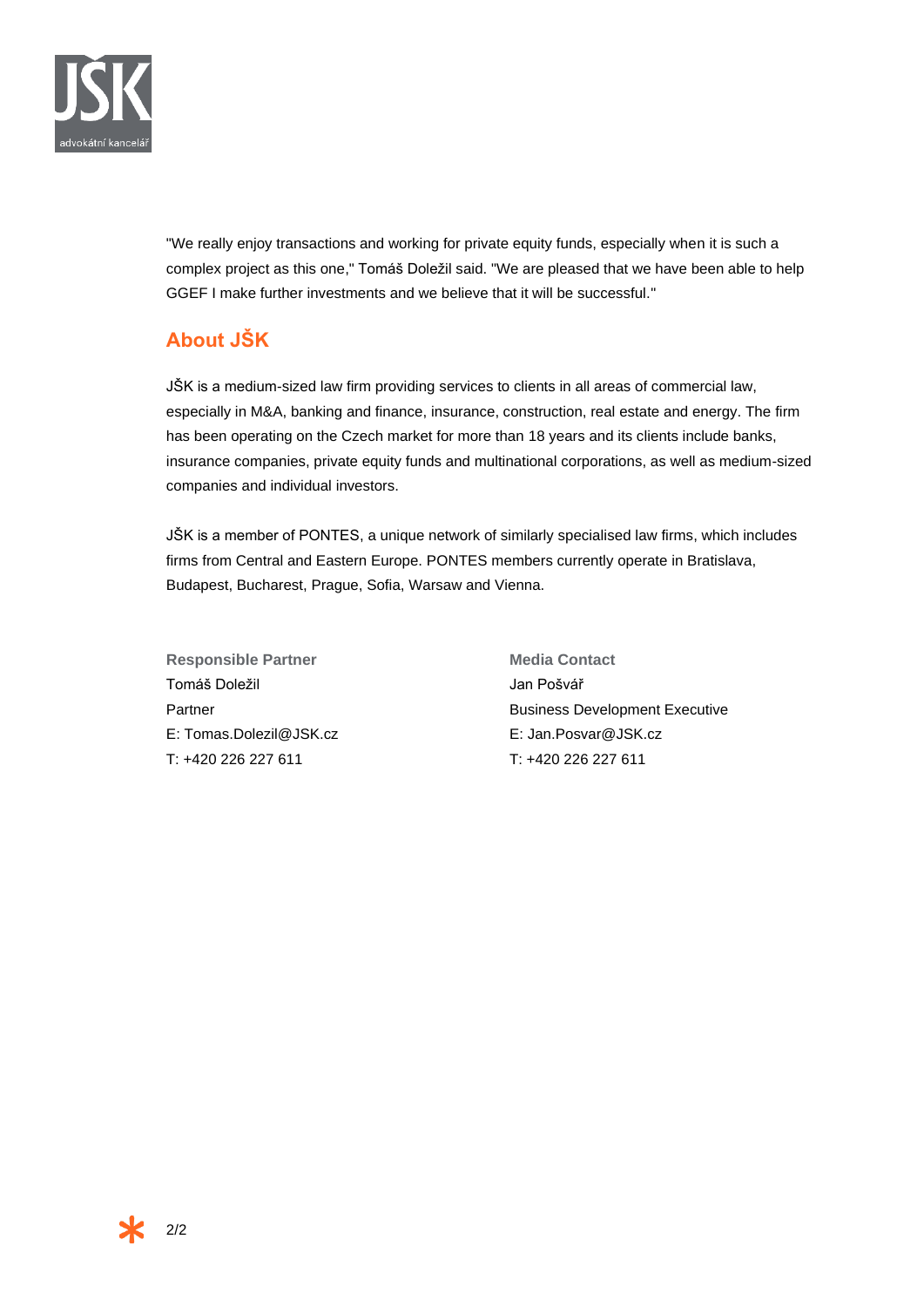"We really enjoy transactions and working for private equity funds, especially when it is such a complex project as this one," Tomáš Doležil said. "We are pleased that we have been able to help GGEF I make further investments and we believe that it will be successful."

## About JŠK

JŠK is a medium-sized law firm providing services to clients in all areas of commercial law, especially in M&A, banking and finance, insurance, construction, real estate and energy. The firm has been operating on the Czech market for more than 18 years and its clients include banks, insurance companies, private equity funds and multinational corporations, as well as medium-sized companies and individual investors.

JŠK is a member of PONTES, a unique network of similarly specialised law firms, which includes firms from Central and Eastern Europe. PONTES members currently operate in Bratislava, Budapest, Bucharest, Prague, Sofia, Warsaw and Vienna.

**Responsible Partner**
Tomáš Doležil
Partner
E: Tomas.Dolezil@JSK.cz
T: +420 226 227 611

**Media Contact**
Jan Pošvář
Business Development Executive
E: Jan.Posvar@JSK.cz
T: +420 226 227 611